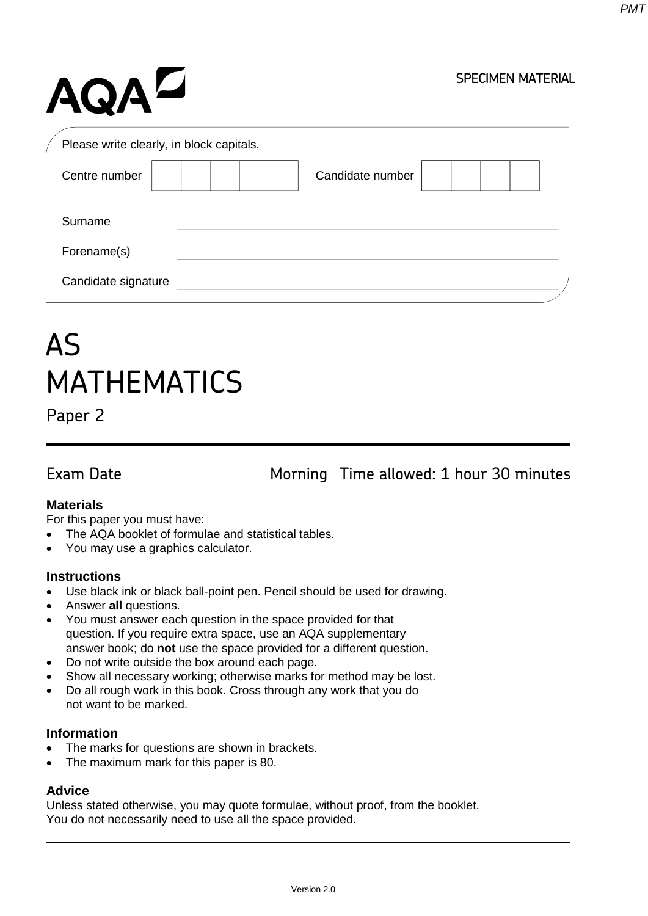AQA

SPECIMEN MATERIAL

Please write clearly, in block capitals.

Centre number | | | | | | Candidate number | | | | |

Surname

Forename(s)

Candidate signature

# AS MATHEMATICS

## Paper 2

Exam Date Morning Time allowed: 1 hour 30 minutes

**Materials**

For this paper you must have:

- The AQA booklet of formulae and statistical tables.
- You may use a graphics calculator.

**Instructions**

- Use black ink or black ball-point pen. Pencil should be used for drawing.
- Answer **all** questions.
- You must answer each question in the space provided for that question. If you require extra space, use an AQA supplementary answer book; do **not** use the space provided for a different question.
- Do not write outside the box around each page.
- Show all necessary working; otherwise marks for method may be lost.
- Do all rough work in this book. Cross through any work that you do not want to be marked.

**Information**

- The marks for questions are shown in brackets.
- The maximum mark for this paper is 80.

**Advice**

Unless stated otherwise, you may quote formulae, without proof, from the booklet.
You do not necessarily need to use all the space provided.

Version 2.0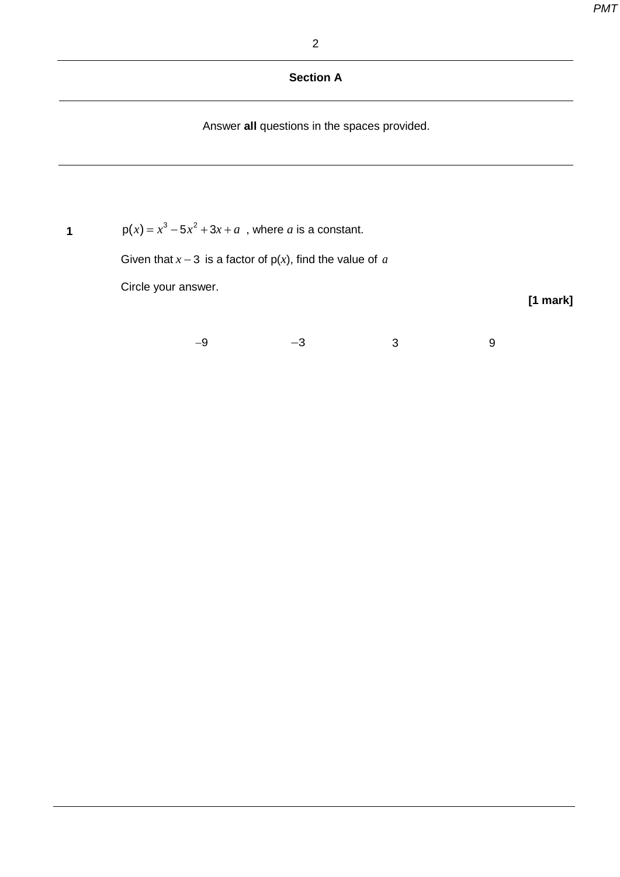## Section A

Answer **all** questions in the spaces provided.

**1** $\text{p}(x) = x^3 - 5x^2 + 3x + a$ , where $a$ is a constant.

Given that $x - 3$ is a factor of p($x$), find the value of $a$

Circle your answer.

**[1 mark]**

$-9$ $\quad\quad$ $-3$ $\quad\quad$ $3$ $\quad\quad$ $9$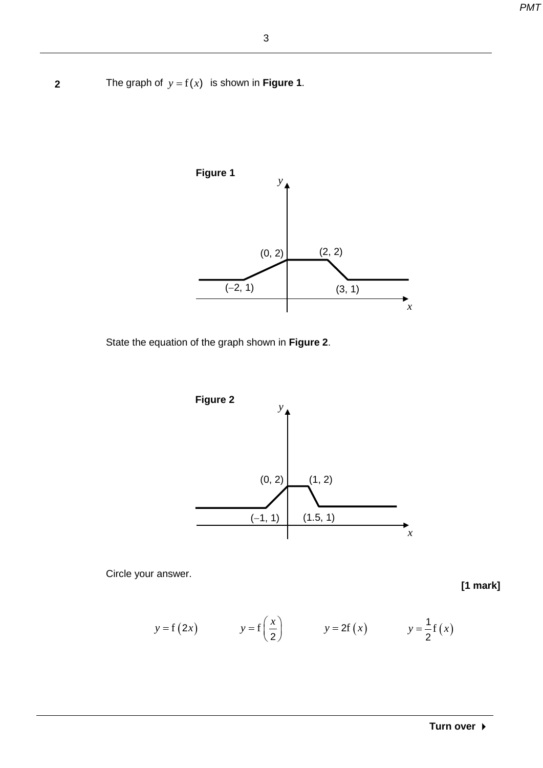**2** The graph of $y = f(x)$ is shown in **Figure 1**.

**Figure 1**

(0, 2) (2, 2)

(−2, 1) (3, 1)

State the equation of the graph shown in **Figure 2**.

**Figure 2**

(0, 2) (1, 2)

(−1, 1) (1.5, 1)

Circle your answer.

**[1 mark]**

$y = f(2x)$ $\quad$ $y = f\left(\dfrac{x}{2}\right)$ $\quad$ $y = 2f(x)$ $\quad$ $y = \dfrac{1}{2}f(x)$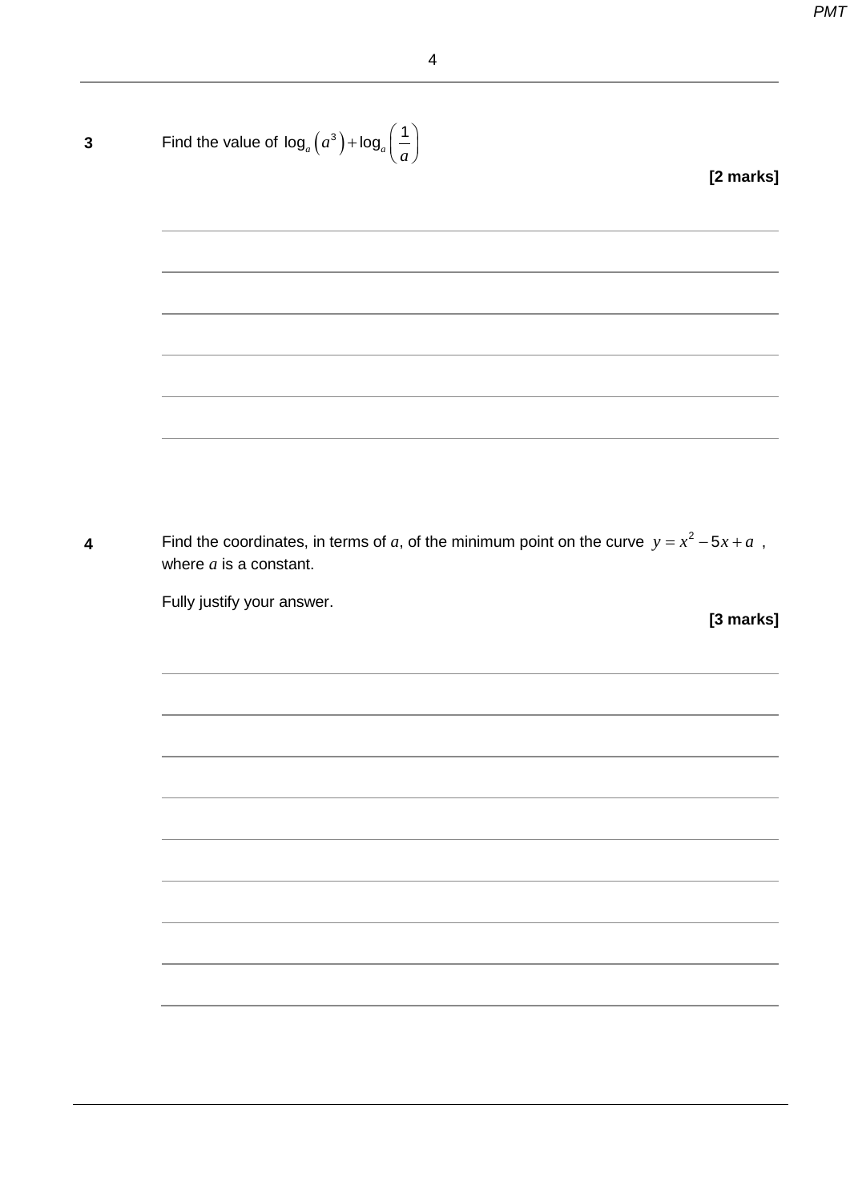**3** Find the value of $\log_a\left(a^3\right)+\log_a\left(\dfrac{1}{a}\right)$

**[2 marks]**

**4** Find the coordinates, in terms of $a$, of the minimum point on the curve $y = x^2 - 5x + a$, where $a$ is a constant.

Fully justify your answer.

**[3 marks]**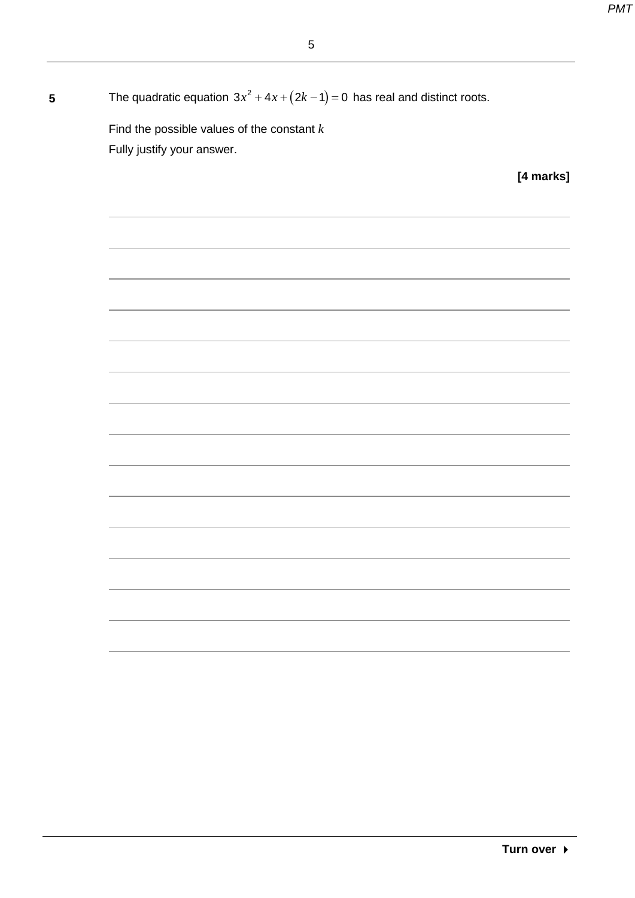**5** The quadratic equation $3x^2 + 4x + (2k - 1) = 0$ has real and distinct roots.

Find the possible values of the constant $k$

Fully justify your answer.

**[4 marks]**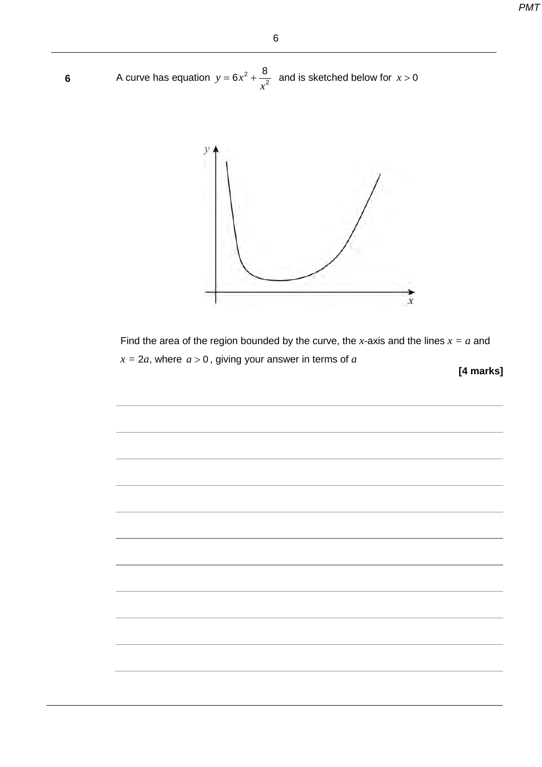**6** A curve has equation $y = 6x^2 + \dfrac{8}{x^2}$ and is sketched below for $x > 0$

Find the area of the region bounded by the curve, the $x$-axis and the lines $x = a$ and $x = 2a$, where $a > 0$, giving your answer in terms of $a$

**[4 marks]**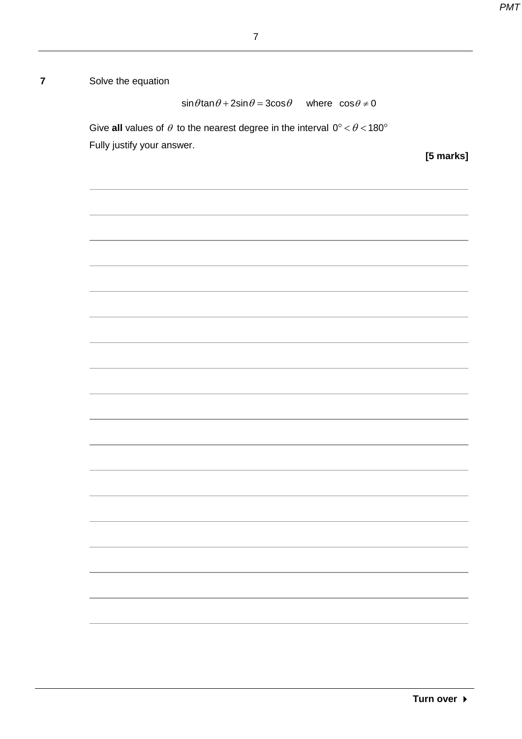**7** Solve the equation

$$\sin\theta\tan\theta + 2\sin\theta = 3\cos\theta \quad \text{where} \quad \cos\theta \neq 0$$

Give **all** values of $\theta$ to the nearest degree in the interval $0° < \theta < 180°$

Fully justify your answer.

**[5 marks]**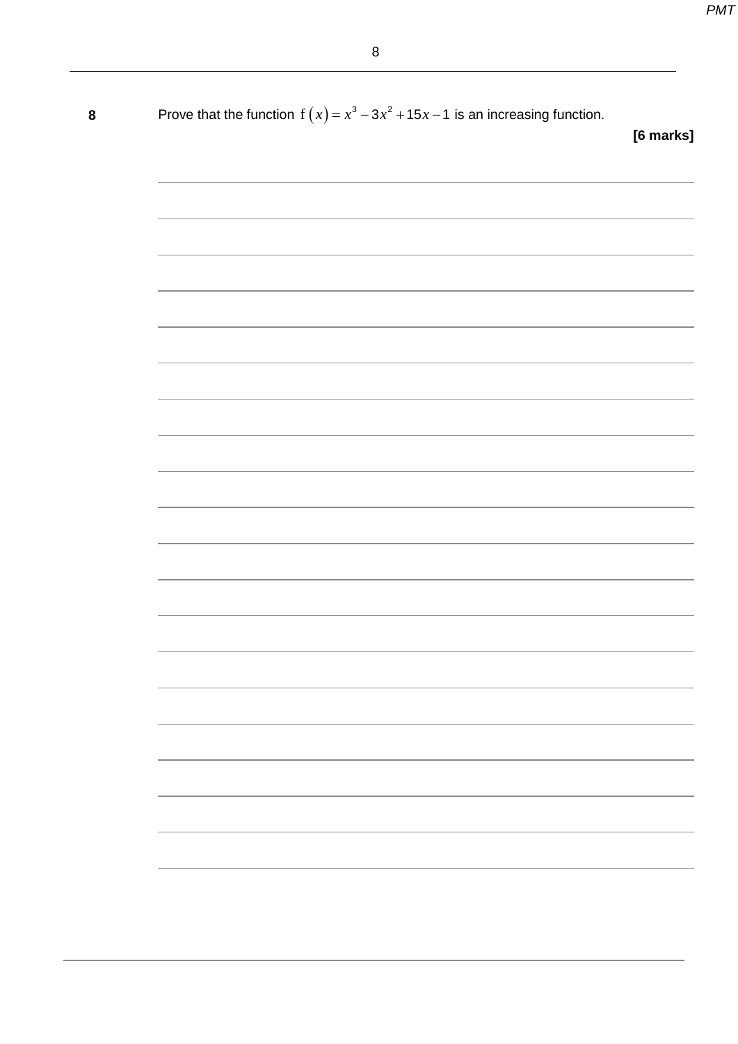**8** Prove that the function $f(x) = x^3 - 3x^2 + 15x - 1$ is an increasing function.

**[6 marks]**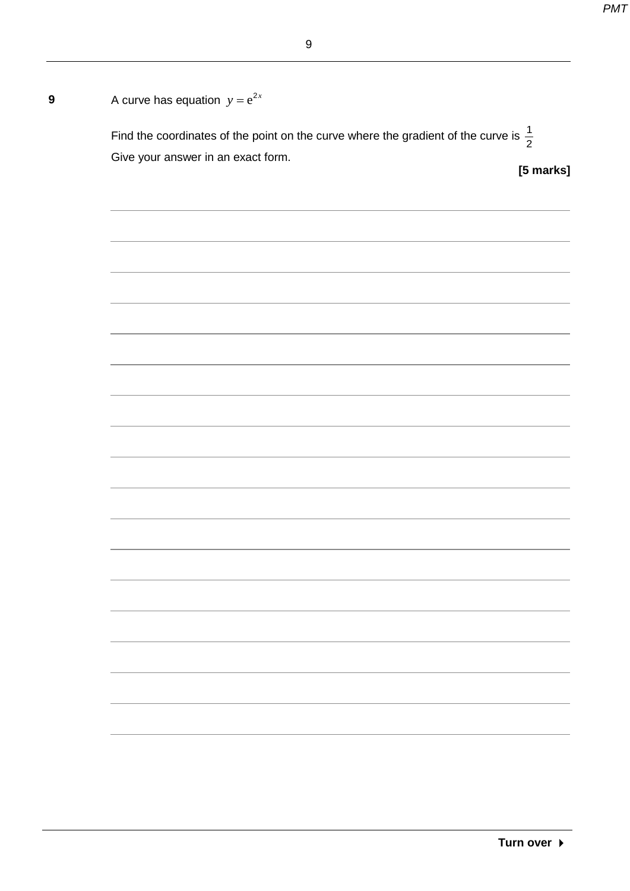**9** A curve has equation $y = e^{2x}$

Find the coordinates of the point on the curve where the gradient of the curve is $\frac{1}{2}$

Give your answer in an exact form.

**[5 marks]**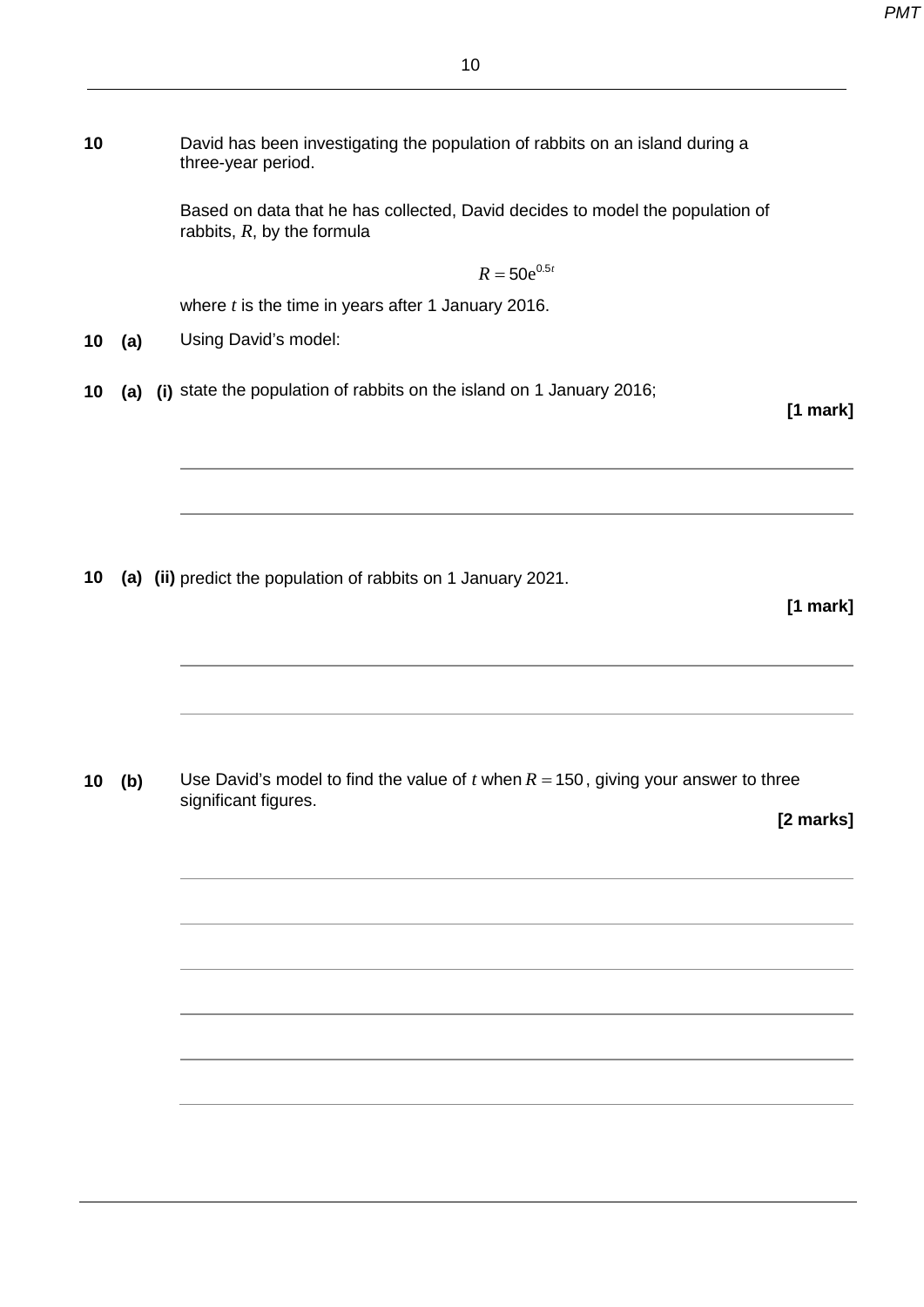**10** David has been investigating the population of rabbits on an island during a three-year period.

Based on data that he has collected, David decides to model the population of rabbits, $R$, by the formula

$$R = 50e^{0.5t}$$

where $t$ is the time in years after 1 January 2016.

**10 (a)** Using David's model:

**10 (a) (i)** state the population of rabbits on the island on 1 January 2016;

**[1 mark]**

**10 (a) (ii)** predict the population of rabbits on 1 January 2021.

**[1 mark]**

**10 (b)** Use David's model to find the value of $t$ when $R = 150$, giving your answer to three significant figures.

**[2 marks]**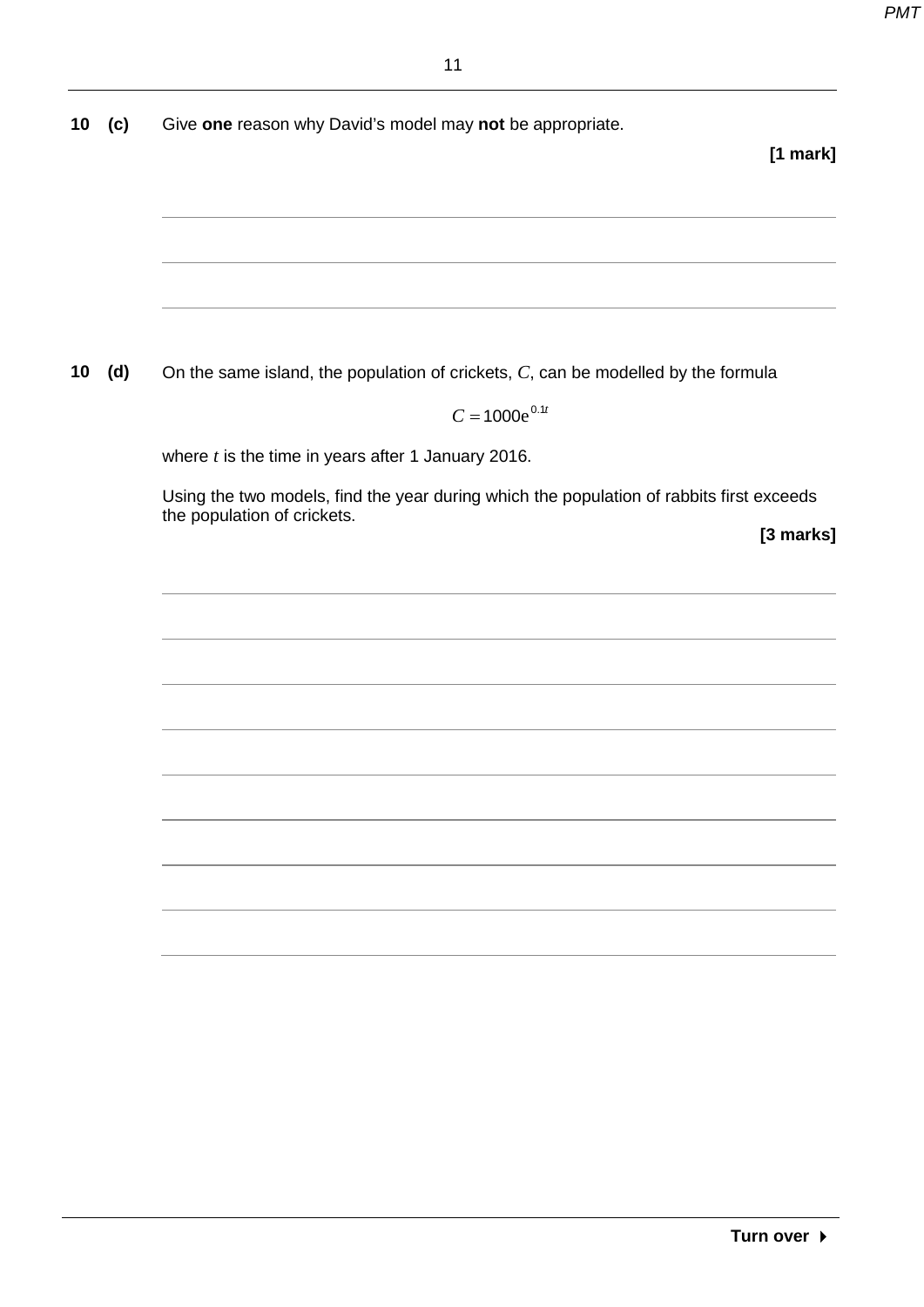**10 (c)** Give **one** reason why David's model may **not** be appropriate.

**[1 mark]**

**10 (d)** On the same island, the population of crickets, $C$, can be modelled by the formula

$$C = 1000e^{0.1t}$$

where $t$ is the time in years after 1 January 2016.

Using the two models, find the year during which the population of rabbits first exceeds the population of crickets.

**[3 marks]**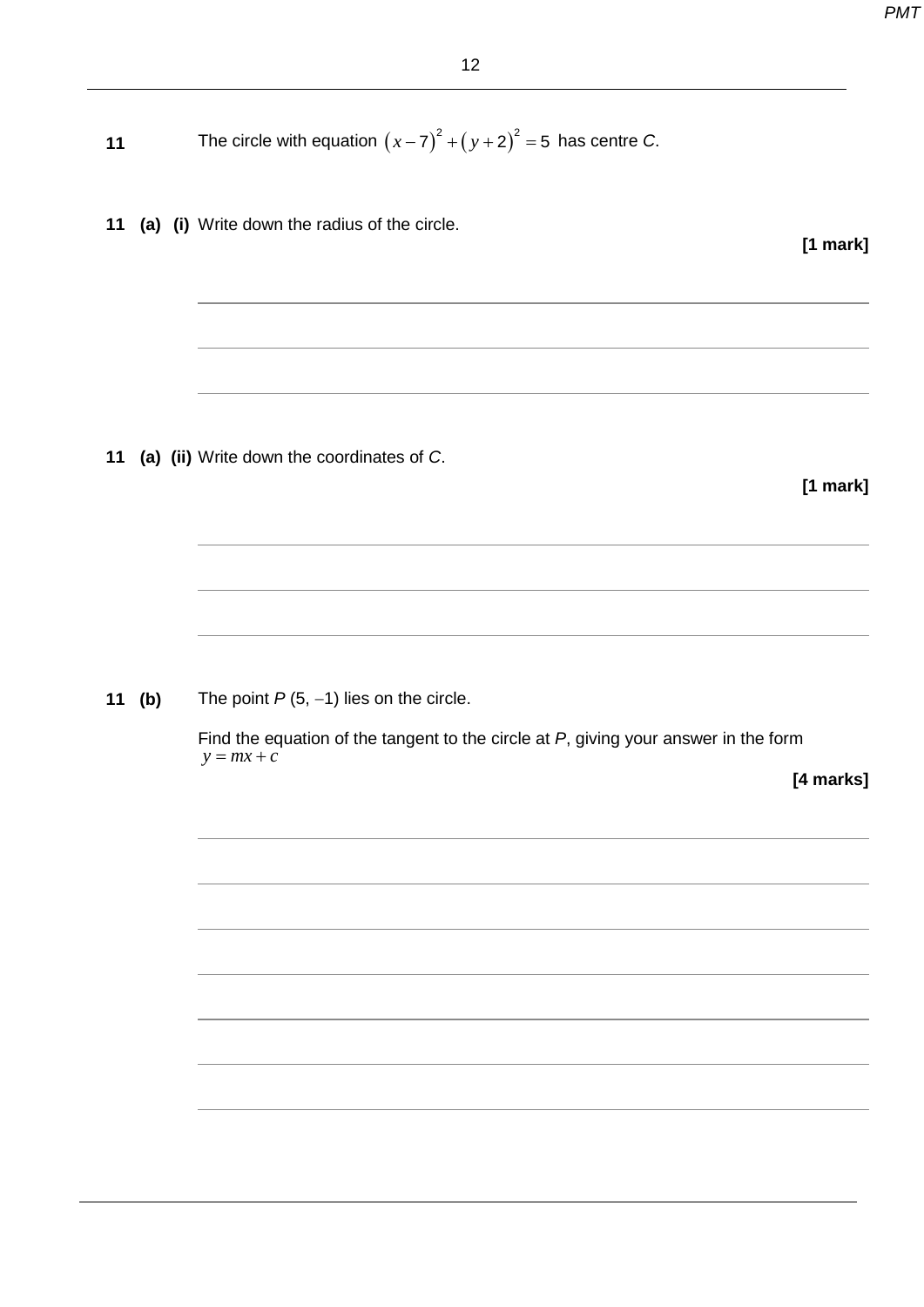**11** The circle with equation $(x-7)^2 + (y+2)^2 = 5$ has centre $C$.

**11 (a) (i)** Write down the radius of the circle.

**[1 mark]**

**11 (a) (ii)** Write down the coordinates of $C$.

**[1 mark]**

**11 (b)** The point $P$ (5, −1) lies on the circle.

Find the equation of the tangent to the circle at $P$, giving your answer in the form $y = mx + c$

**[4 marks]**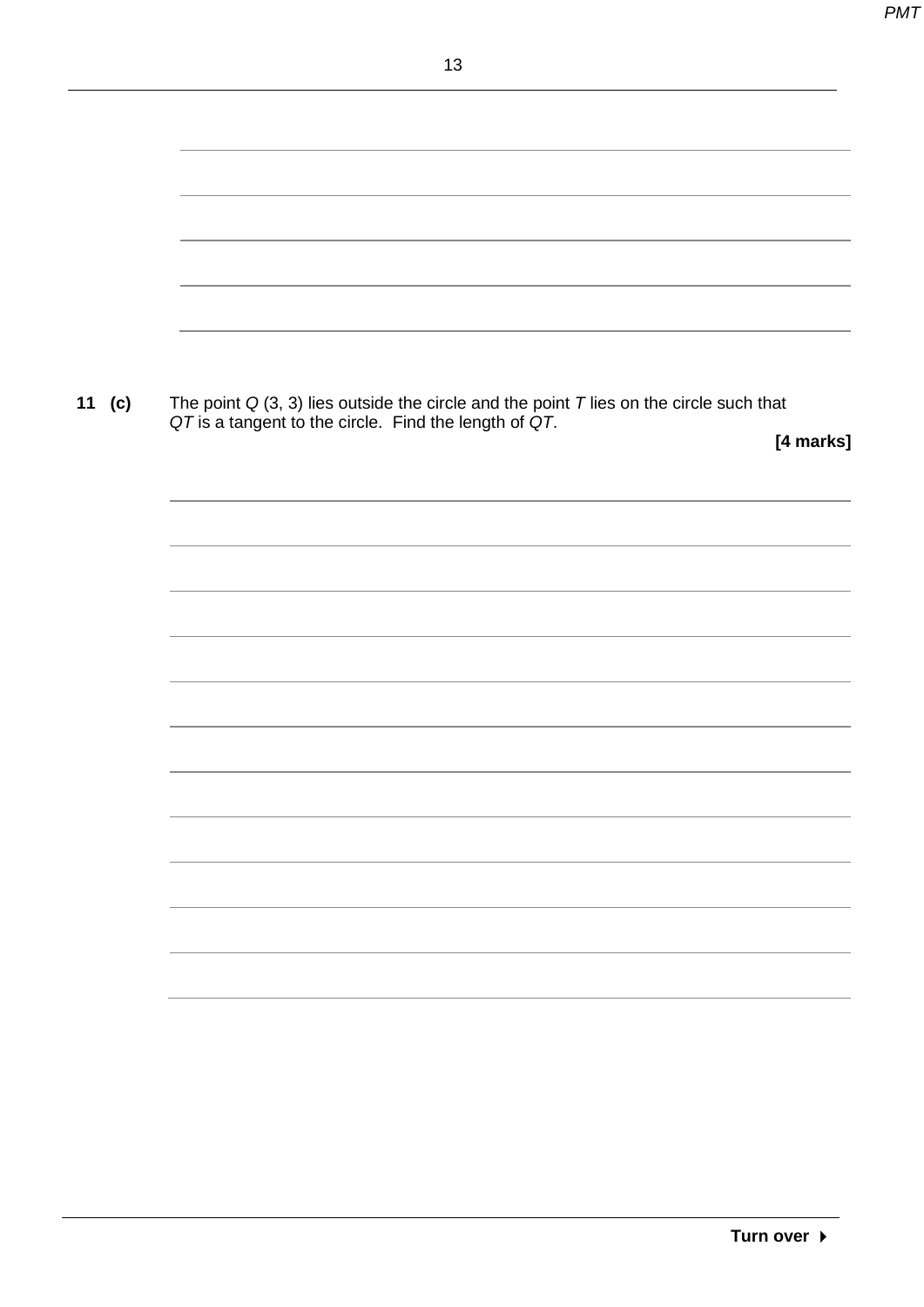**11 (c)** The point $Q$ (3, 3) lies outside the circle and the point $T$ lies on the circle such that $QT$ is a tangent to the circle. Find the length of $QT$.

**[4 marks]**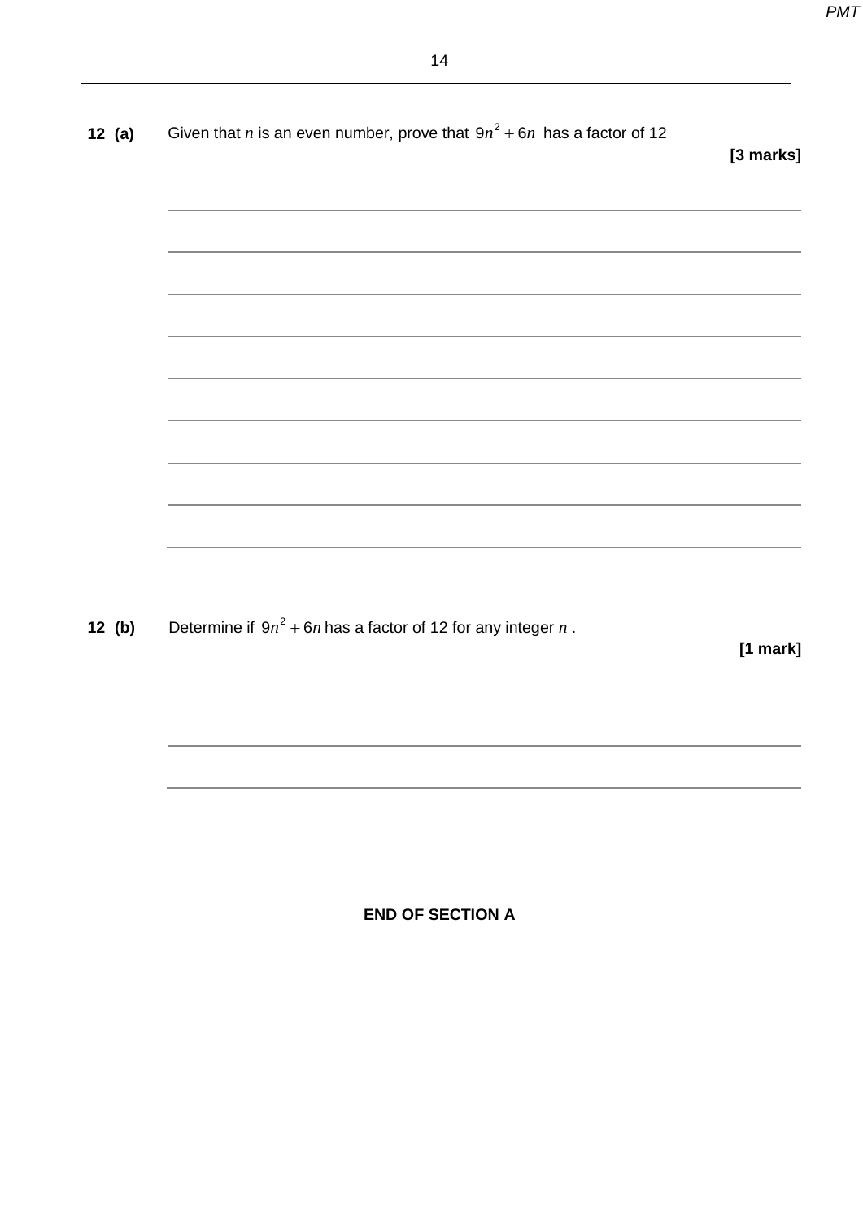**12 (a)** Given that $n$ is an even number, prove that $9n^2 + 6n$ has a factor of 12

**[3 marks]**

**12 (b)** Determine if $9n^2 + 6n$ has a factor of 12 for any integer $n$ .

**[1 mark]**

**END OF SECTION A**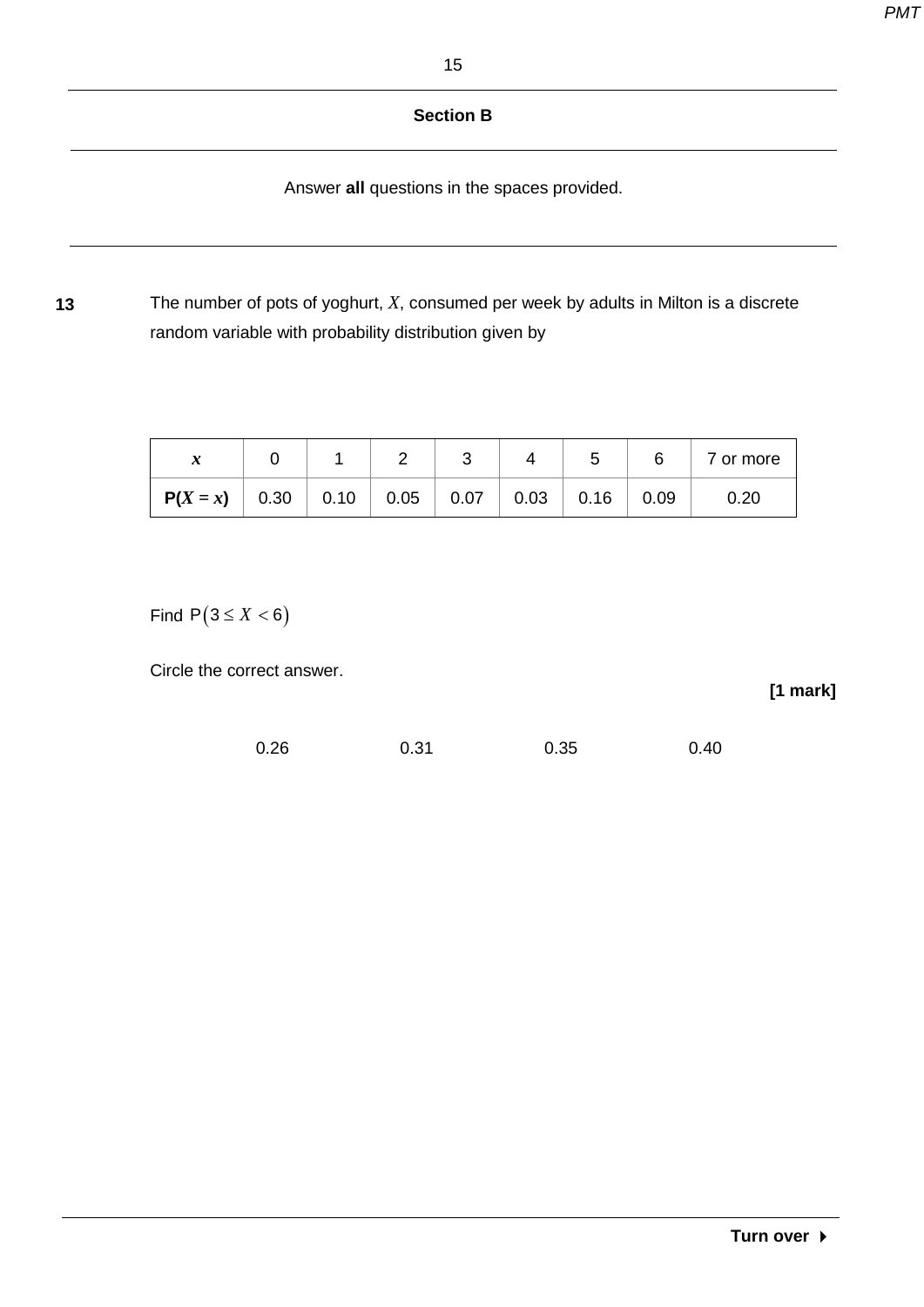## Section B

Answer **all** questions in the spaces provided.

**13** The number of pots of yoghurt, $X$, consumed per week by adults in Milton is a discrete random variable with probability distribution given by

| $x$ | 0 | 1 | 2 | 3 | 4 | 5 | 6 | 7 or more |
|---|---|---|---|---|---|---|---|---|
| **P($X = x$)** | 0.30 | 0.10 | 0.05 | 0.07 | 0.03 | 0.16 | 0.09 | 0.20 |

Find $\text{P}(3 \leq X < 6)$

Circle the correct answer.

**[1 mark]**

0.26 0.31 0.35 0.40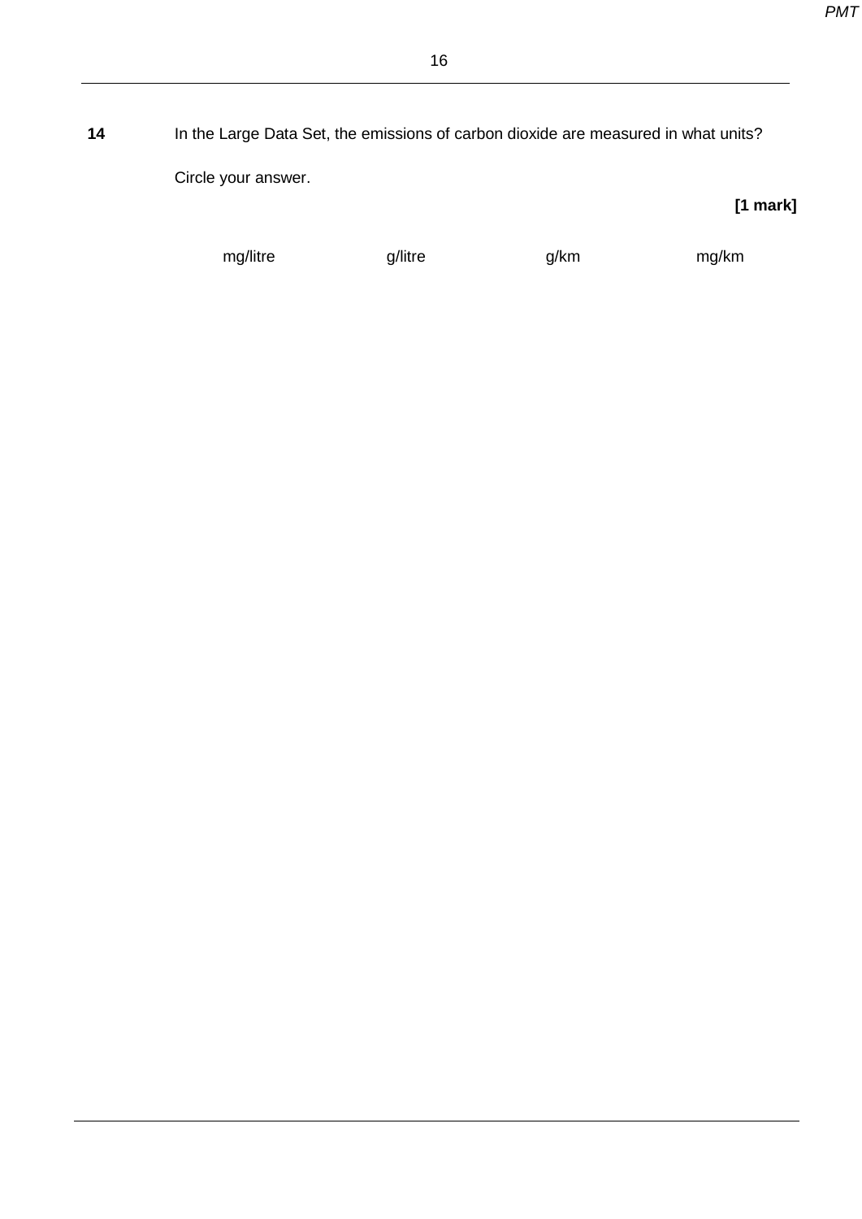**14** In the Large Data Set, the emissions of carbon dioxide are measured in what units?

Circle your answer.

**[1 mark]**

mg/litre g/litre g/km mg/km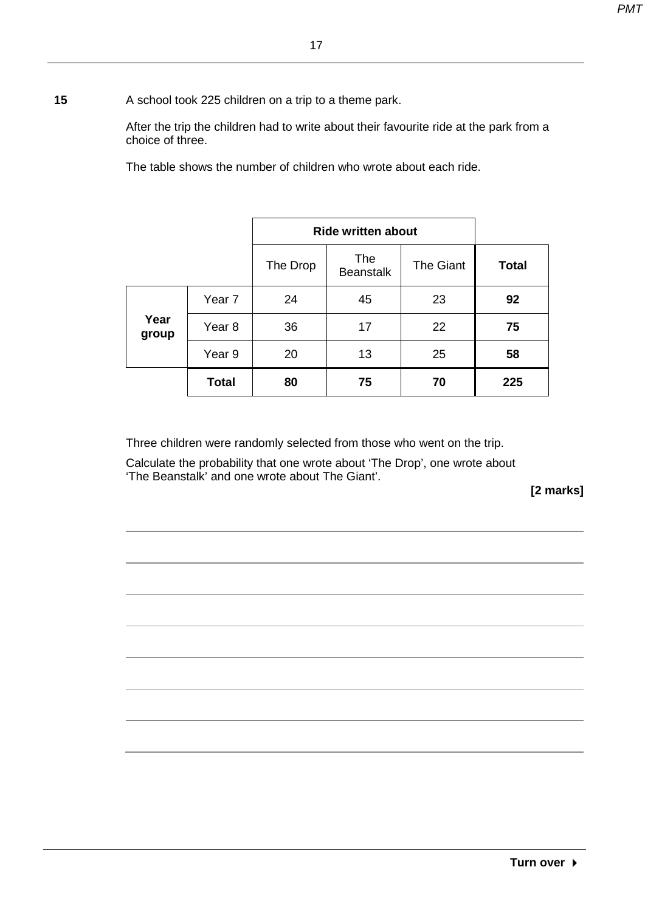**15** A school took 225 children on a trip to a theme park.

After the trip the children had to write about their favourite ride at the park from a choice of three.

The table shows the number of children who wrote about each ride.

| | | Ride written about | | | |
|---|---|---|---|---|---|
| | | The Drop | The Beanstalk | The Giant | **Total** |
| **Year group** | Year 7 | 24 | 45 | 23 | **92** |
| | Year 8 | 36 | 17 | 22 | **75** |
| | Year 9 | 20 | 13 | 25 | **58** |
| | **Total** | **80** | **75** | **70** | **225** |

Three children were randomly selected from those who went on the trip.

Calculate the probability that one wrote about 'The Drop', one wrote about 'The Beanstalk' and one wrote about The Giant'.

**[2 marks]**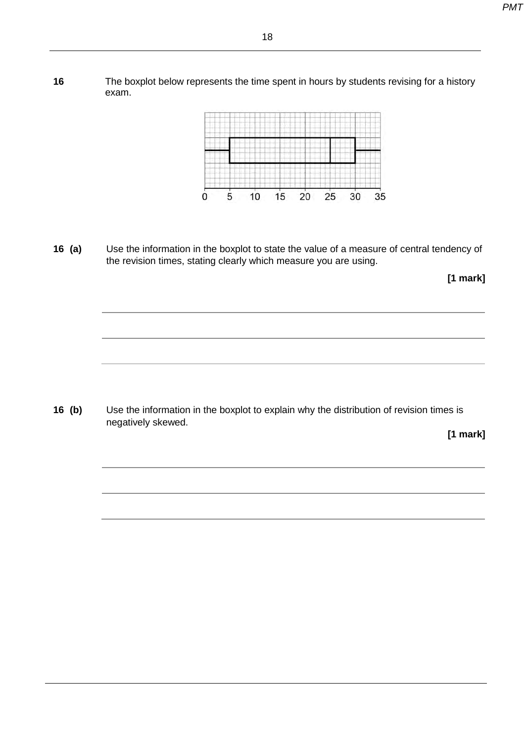**16** The boxplot below represents the time spent in hours by students revising for a history exam.

0 5 10 15 20 25 30 35

**16 (a)** Use the information in the boxplot to state the value of a measure of central tendency of the revision times, stating clearly which measure you are using.

**[1 mark]**

---

---

---

**16 (b)** Use the information in the boxplot to explain why the distribution of revision times is negatively skewed.

**[1 mark]**

---

---

---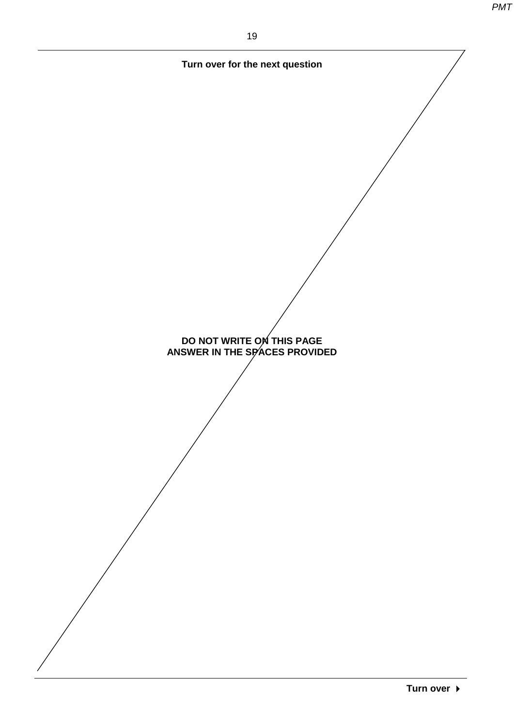**Turn over for the next question**

**DO NOT WRITE ON THIS PAGE**
**ANSWER IN THE SPACES PROVIDED**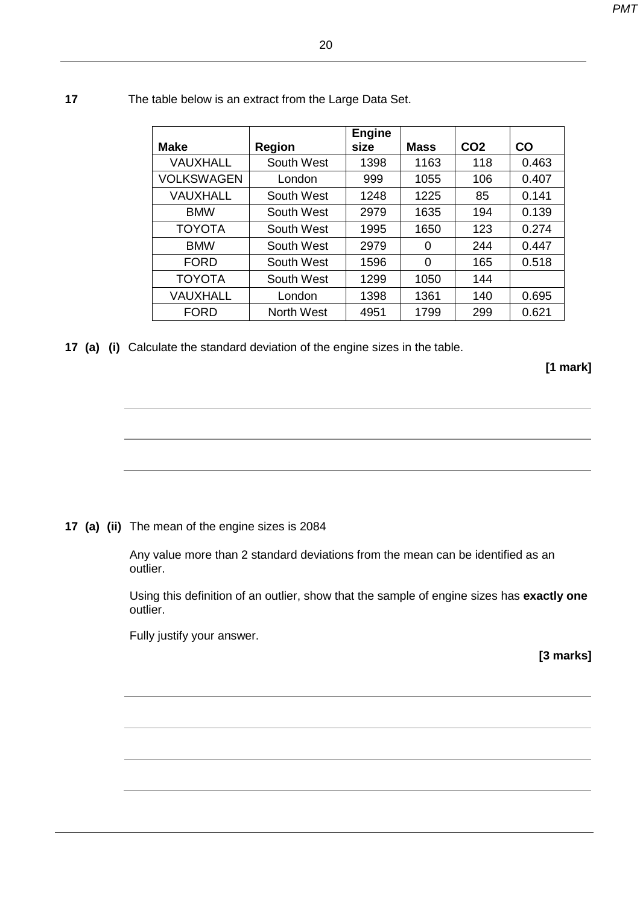**17** The table below is an extract from the Large Data Set.

| Make | Region | Engine size | Mass | CO2 | CO |
|---|---|---|---|---|---|
| VAUXHALL | South West | 1398 | 1163 | 118 | 0.463 |
| VOLKSWAGEN | London | 999 | 1055 | 106 | 0.407 |
| VAUXHALL | South West | 1248 | 1225 | 85 | 0.141 |
| BMW | South West | 2979 | 1635 | 194 | 0.139 |
| TOYOTA | South West | 1995 | 1650 | 123 | 0.274 |
| BMW | South West | 2979 | 0 | 244 | 0.447 |
| FORD | South West | 1596 | 0 | 165 | 0.518 |
| TOYOTA | South West | 1299 | 1050 | 144 | |
| VAUXHALL | London | 1398 | 1361 | 140 | 0.695 |
| FORD | North West | 4951 | 1799 | 299 | 0.621 |

**17 (a) (i)** Calculate the standard deviation of the engine sizes in the table.

**[1 mark]**

**17 (a) (ii)** The mean of the engine sizes is 2084

Any value more than 2 standard deviations from the mean can be identified as an outlier.

Using this definition of an outlier, show that the sample of engine sizes has **exactly one** outlier.

Fully justify your answer.

**[3 marks]**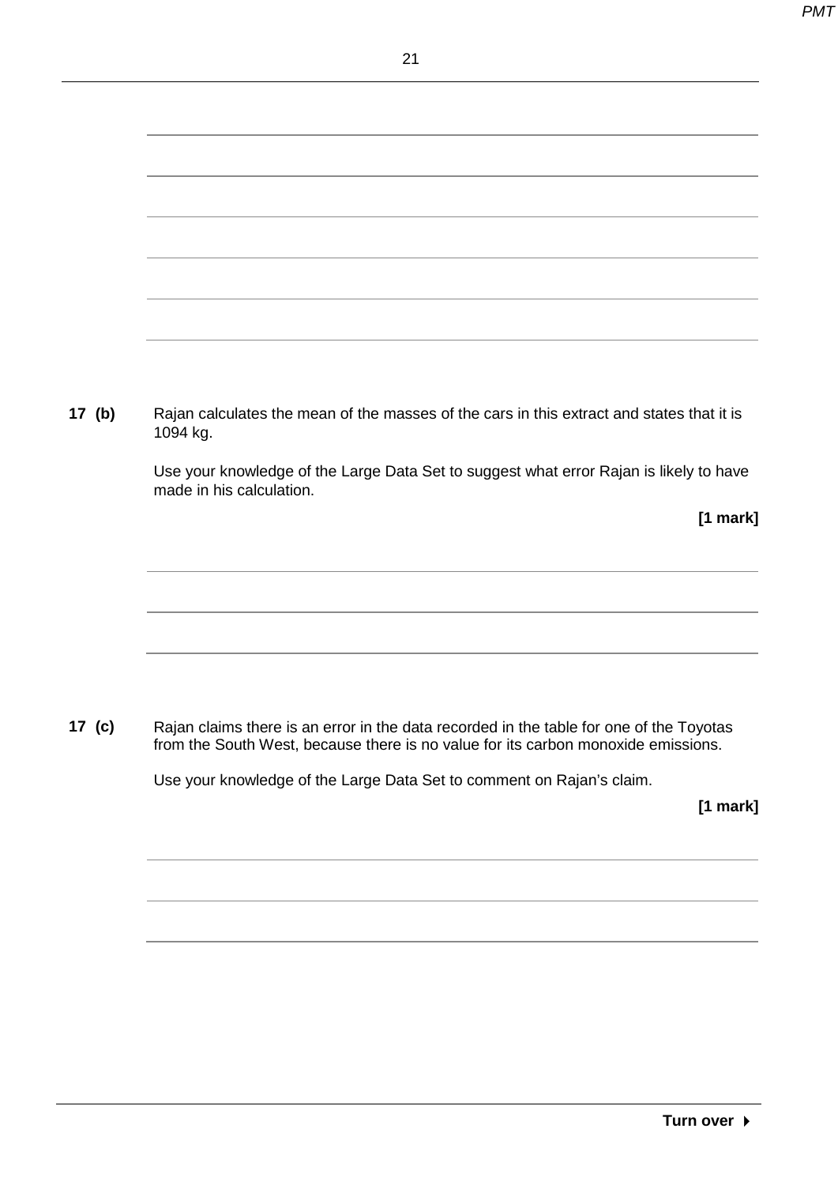**17 (b)** Rajan calculates the mean of the masses of the cars in this extract and states that it is 1094 kg.

Use your knowledge of the Large Data Set to suggest what error Rajan is likely to have made in his calculation.

**[1 mark]**

**17 (c)** Rajan claims there is an error in the data recorded in the table for one of the Toyotas from the South West, because there is no value for its carbon monoxide emissions.

Use your knowledge of the Large Data Set to comment on Rajan's claim.

**[1 mark]**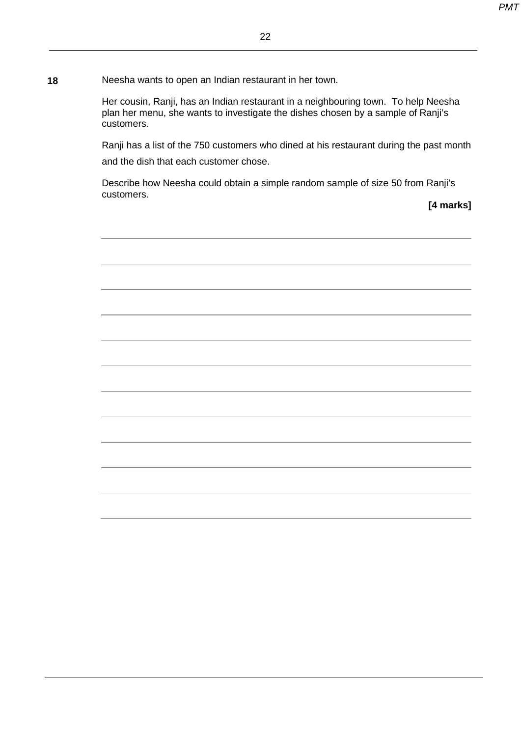**18** Neesha wants to open an Indian restaurant in her town.

Her cousin, Ranji, has an Indian restaurant in a neighbouring town. To help Neesha plan her menu, she wants to investigate the dishes chosen by a sample of Ranji's customers.

Ranji has a list of the 750 customers who dined at his restaurant during the past month and the dish that each customer chose.

Describe how Neesha could obtain a simple random sample of size 50 from Ranji's customers.

**[4 marks]**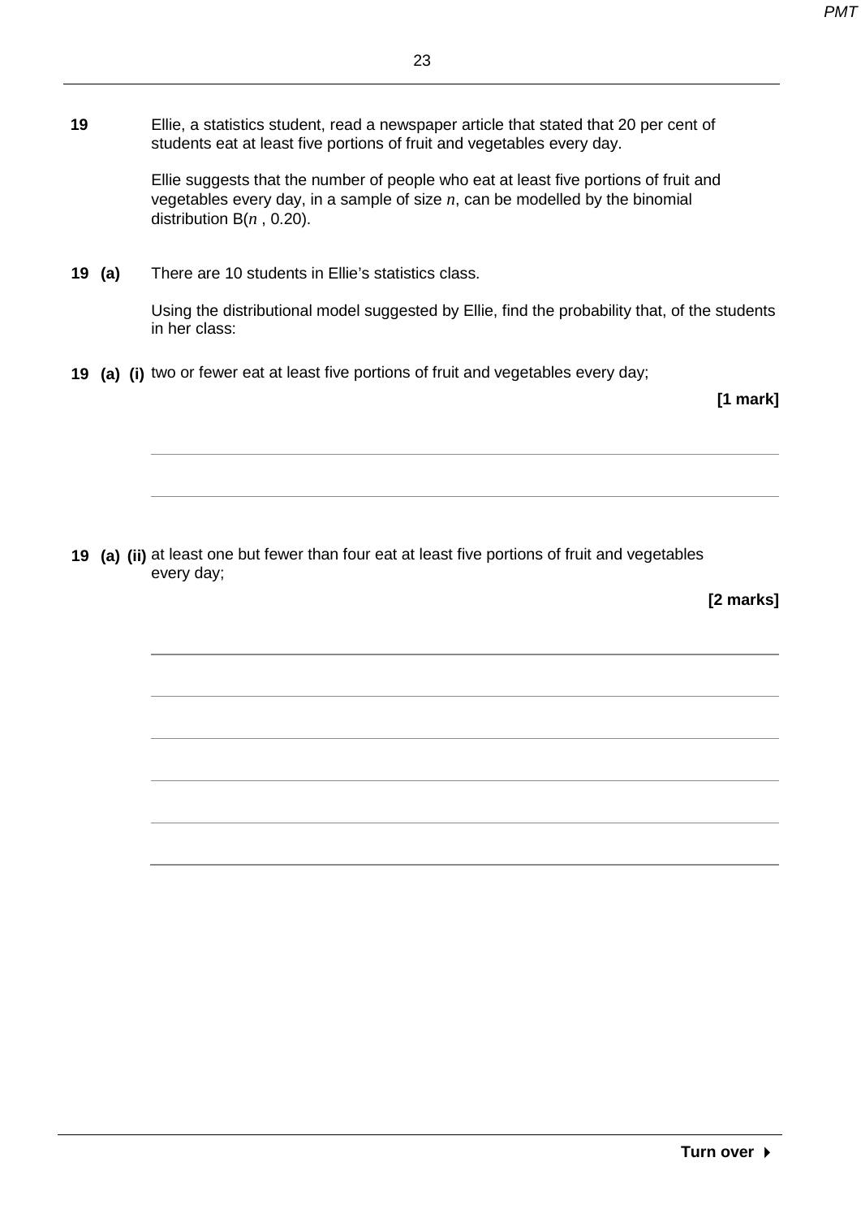**19** Ellie, a statistics student, read a newspaper article that stated that 20 per cent of students eat at least five portions of fruit and vegetables every day.

Ellie suggests that the number of people who eat at least five portions of fruit and vegetables every day, in a sample of size $n$, can be modelled by the binomial distribution B($n$ , 0.20).

**19 (a)** There are 10 students in Ellie's statistics class.

Using the distributional model suggested by Ellie, find the probability that, of the students in her class:

**19 (a) (i)** two or fewer eat at least five portions of fruit and vegetables every day;

**[1 mark]**

**19 (a) (ii)** at least one but fewer than four eat at least five portions of fruit and vegetables every day;

**[2 marks]**

**Turn over ▸**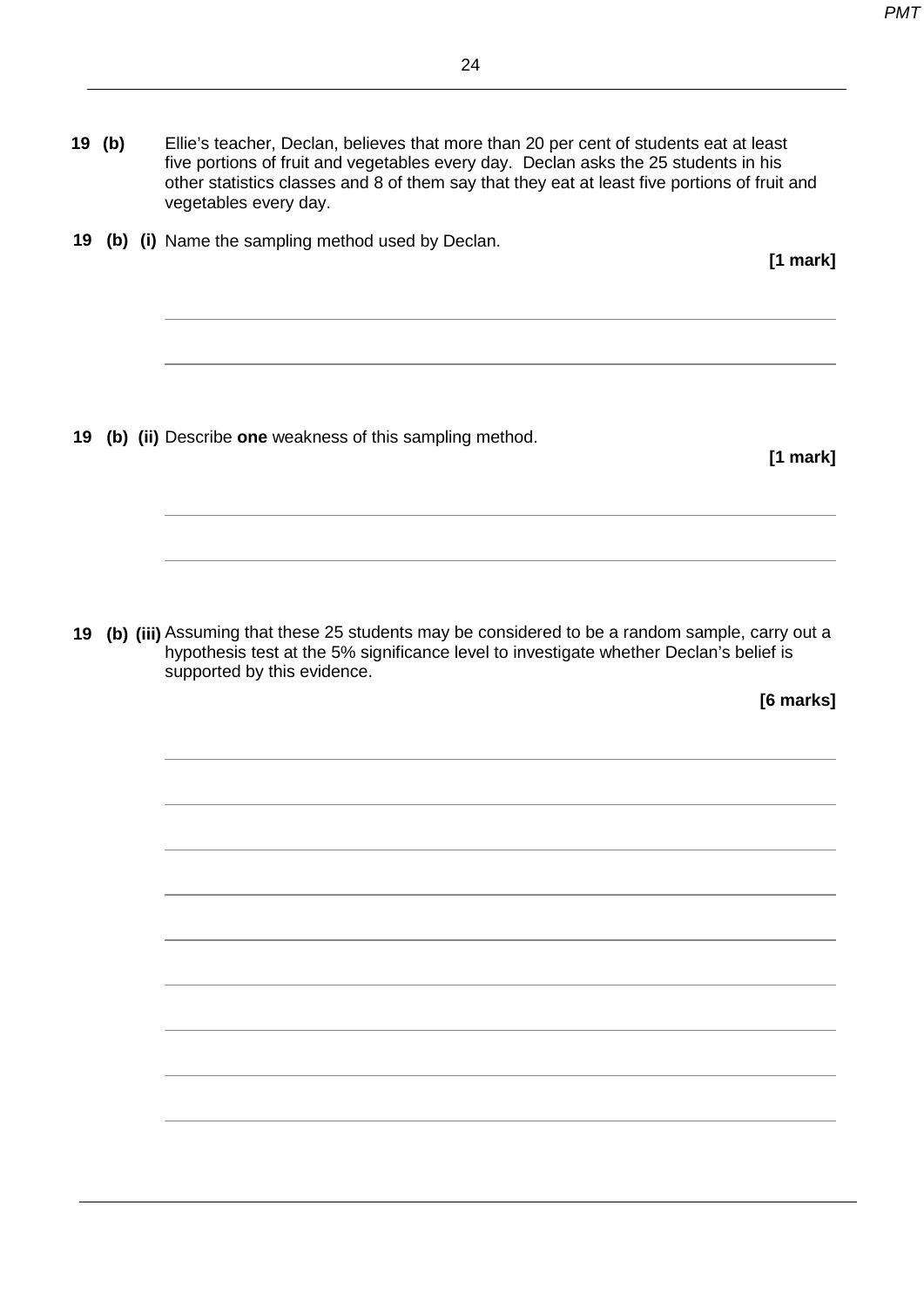**19 (b)** Ellie's teacher, Declan, believes that more than 20 per cent of students eat at least five portions of fruit and vegetables every day. Declan asks the 25 students in his other statistics classes and 8 of them say that they eat at least five portions of fruit and vegetables every day.

**19 (b) (i)** Name the sampling method used by Declan.

**[1 mark]**

**19 (b) (ii)** Describe **one** weakness of this sampling method.

**[1 mark]**

**19 (b) (iii)** Assuming that these 25 students may be considered to be a random sample, carry out a hypothesis test at the 5% significance level to investigate whether Declan's belief is supported by this evidence.

**[6 marks]**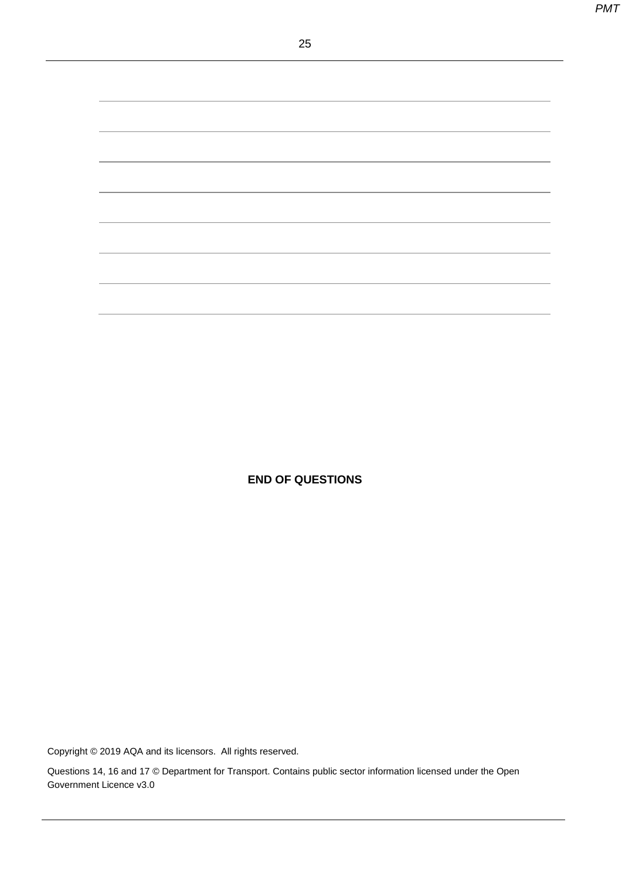**END OF QUESTIONS**

Copyright © 2019 AQA and its licensors. All rights reserved.

Questions 14, 16 and 17 © Department for Transport. Contains public sector information licensed under the Open Government Licence v3.0